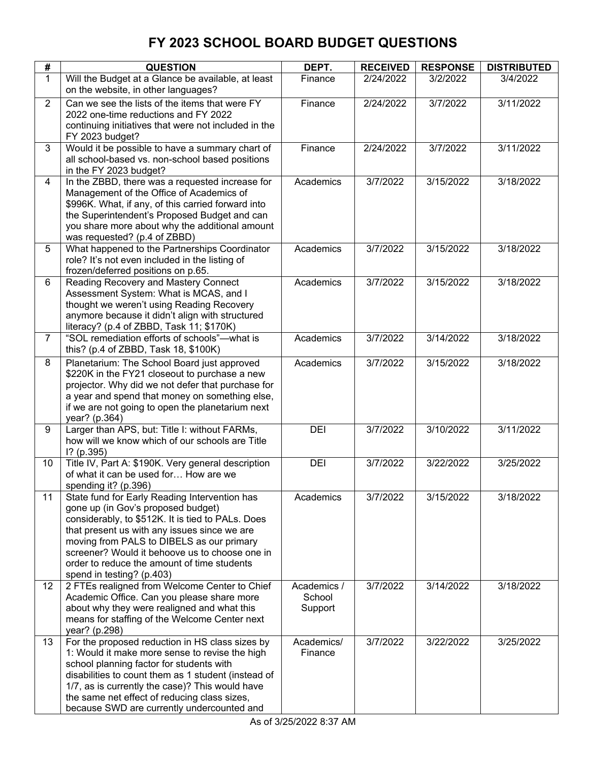# FY 2023 SCHOOL BOARD BUDGET QUESTIONS

| # | QUESTION | DEPT. | RECEIVED | RESPONSE | DISTRIBUTED |
|---|---|---|---|---|---|
| 1 | Will the Budget at a Glance be available, at least on the website, in other languages? | Finance | 2/24/2022 | 3/2/2022 | 3/4/2022 |
| 2 | Can we see the lists of the items that were FY 2022 one-time reductions and FY 2022 continuing initiatives that were not included in the FY 2023 budget? | Finance | 2/24/2022 | 3/7/2022 | 3/11/2022 |
| 3 | Would it be possible to have a summary chart of all school-based vs. non-school based positions in the FY 2023 budget? | Finance | 2/24/2022 | 3/7/2022 | 3/11/2022 |
| 4 | In the ZBBD, there was a requested increase for Management of the Office of Academics of $996K. What, if any, of this carried forward into the Superintendent's Proposed Budget and can you share more about why the additional amount was requested? (p.4 of ZBBD) | Academics | 3/7/2022 | 3/15/2022 | 3/18/2022 |
| 5 | What happened to the Partnerships Coordinator role? It's not even included in the listing of frozen/deferred positions on p.65. | Academics | 3/7/2022 | 3/15/2022 | 3/18/2022 |
| 6 | Reading Recovery and Mastery Connect Assessment System: What is MCAS, and I thought we weren't using Reading Recovery anymore because it didn't align with structured literacy? (p.4 of ZBBD, Task 11; $170K) | Academics | 3/7/2022 | 3/15/2022 | 3/18/2022 |
| 7 | "SOL remediation efforts of schools"—what is this? (p.4 of ZBBD, Task 18, $100K) | Academics | 3/7/2022 | 3/14/2022 | 3/18/2022 |
| 8 | Planetarium: The School Board just approved $220K in the FY21 closeout to purchase a new projector. Why did we not defer that purchase for a year and spend that money on something else, if we are not going to open the planetarium next year? (p.364) | Academics | 3/7/2022 | 3/15/2022 | 3/18/2022 |
| 9 | Larger than APS, but: Title I: without FARMs, how will we know which of our schools are Title I? (p.395) | DEI | 3/7/2022 | 3/10/2022 | 3/11/2022 |
| 10 | Title IV, Part A: $190K. Very general description of what it can be used for… How are we spending it? (p.396) | DEI | 3/7/2022 | 3/22/2022 | 3/25/2022 |
| 11 | State fund for Early Reading Intervention has gone up (in Gov's proposed budget) considerably, to $512K. It is tied to PALs. Does that present us with any issues since we are moving from PALS to DIBELS as our primary screener? Would it behoove us to choose one in order to reduce the amount of time students spend in testing? (p.403) | Academics | 3/7/2022 | 3/15/2022 | 3/18/2022 |
| 12 | 2 FTEs realigned from Welcome Center to Chief Academic Office. Can you please share more about why they were realigned and what this means for staffing of the Welcome Center next year? (p.298) | Academics / School Support | 3/7/2022 | 3/14/2022 | 3/18/2022 |
| 13 | For the proposed reduction in HS class sizes by 1: Would it make more sense to revise the high school planning factor for students with disabilities to count them as 1 student (instead of 1/7, as is currently the case)? This would have the same net effect of reducing class sizes, because SWD are currently undercounted and | Academics/ Finance | 3/7/2022 | 3/22/2022 | 3/25/2022 |

As of 3/25/2022 8:37 AM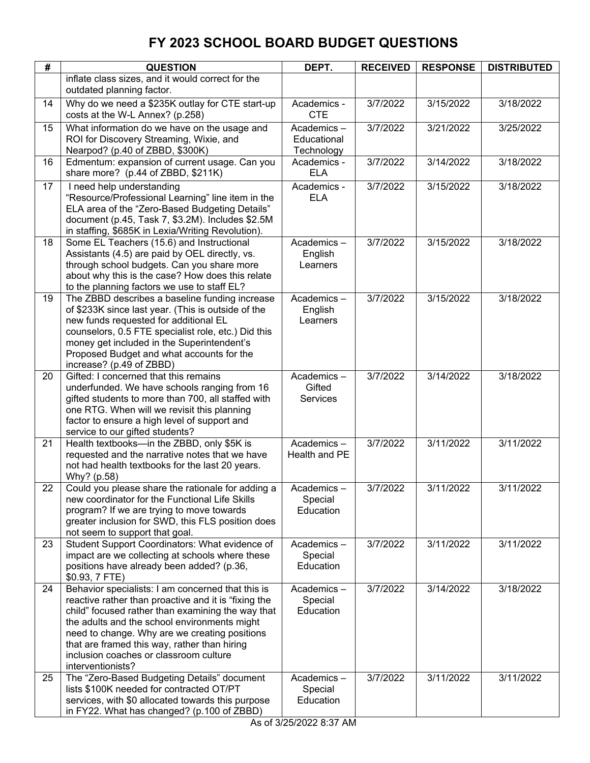# FY 2023 SCHOOL BOARD BUDGET QUESTIONS

| # | QUESTION | DEPT. | RECEIVED | RESPONSE | DISTRIBUTED |
|---|---|---|---|---|---|
| | inflate class sizes, and it would correct for the outdated planning factor. | | | | |
| 14 | Why do we need a $235K outlay for CTE start-up costs at the W-L Annex? (p.258) | Academics - CTE | 3/7/2022 | 3/15/2022 | 3/18/2022 |
| 15 | What information do we have on the usage and ROI for Discovery Streaming, Wixie, and Nearpod? (p.40 of ZBBD, $300K) | Academics – Educational Technology | 3/7/2022 | 3/21/2022 | 3/25/2022 |
| 16 | Edmentum: expansion of current usage. Can you share more? (p.44 of ZBBD, $211K) | Academics - ELA | 3/7/2022 | 3/14/2022 | 3/18/2022 |
| 17 | I need help understanding "Resource/Professional Learning" line item in the ELA area of the "Zero-Based Budgeting Details" document (p.45, Task 7, $3.2M). Includes $2.5M in staffing, $685K in Lexia/Writing Revolution). | Academics - ELA | 3/7/2022 | 3/15/2022 | 3/18/2022 |
| 18 | Some EL Teachers (15.6) and Instructional Assistants (4.5) are paid by OEL directly, vs. through school budgets. Can you share more about why this is the case? How does this relate to the planning factors we use to staff EL? | Academics – English Learners | 3/7/2022 | 3/15/2022 | 3/18/2022 |
| 19 | The ZBBD describes a baseline funding increase of $233K since last year. (This is outside of the new funds requested for additional EL counselors, 0.5 FTE specialist role, etc.) Did this money get included in the Superintendent's Proposed Budget and what accounts for the increase? (p.49 of ZBBD) | Academics – English Learners | 3/7/2022 | 3/15/2022 | 3/18/2022 |
| 20 | Gifted: I concerned that this remains underfunded. We have schools ranging from 16 gifted students to more than 700, all staffed with one RTG. When will we revisit this planning factor to ensure a high level of support and service to our gifted students? | Academics – Gifted Services | 3/7/2022 | 3/14/2022 | 3/18/2022 |
| 21 | Health textbooks—in the ZBBD, only $5K is requested and the narrative notes that we have not had health textbooks for the last 20 years. Why? (p.58) | Academics – Health and PE | 3/7/2022 | 3/11/2022 | 3/11/2022 |
| 22 | Could you please share the rationale for adding a new coordinator for the Functional Life Skills program? If we are trying to move towards greater inclusion for SWD, this FLS position does not seem to support that goal. | Academics – Special Education | 3/7/2022 | 3/11/2022 | 3/11/2022 |
| 23 | Student Support Coordinators: What evidence of impact are we collecting at schools where these positions have already been added? (p.36, $0.93, 7 FTE) | Academics – Special Education | 3/7/2022 | 3/11/2022 | 3/11/2022 |
| 24 | Behavior specialists: I am concerned that this is reactive rather than proactive and it is "fixing the child" focused rather than examining the way that the adults and the school environments might need to change. Why are we creating positions that are framed this way, rather than hiring inclusion coaches or classroom culture interventionists? | Academics – Special Education | 3/7/2022 | 3/14/2022 | 3/18/2022 |
| 25 | The "Zero-Based Budgeting Details" document lists $100K needed for contracted OT/PT services, with $0 allocated towards this purpose in FY22. What has changed? (p.100 of ZBBD) | Academics – Special Education | 3/7/2022 | 3/11/2022 | 3/11/2022 |

As of 3/25/2022 8:37 AM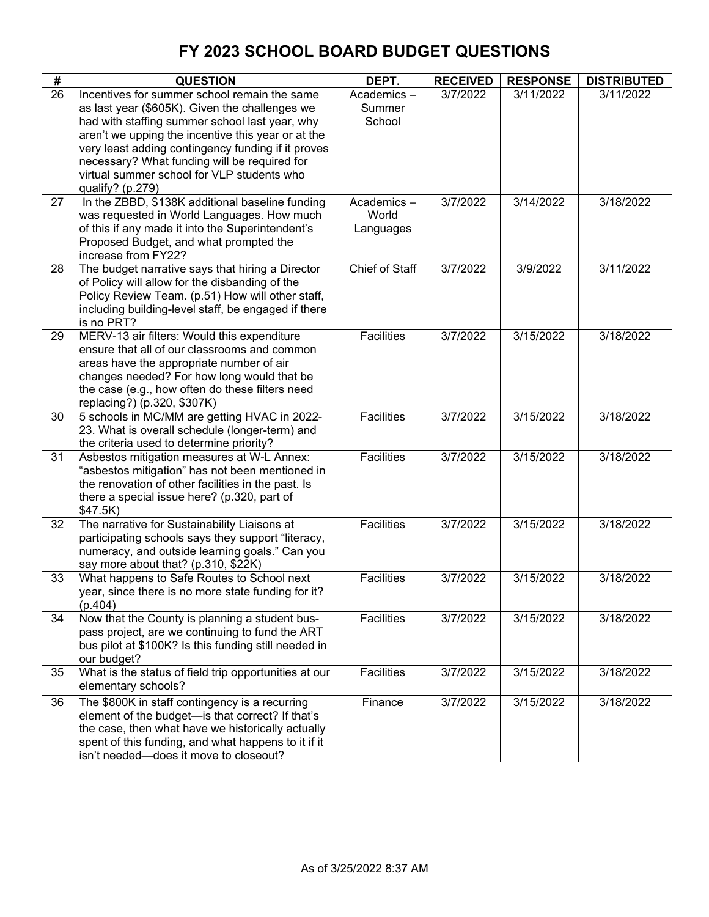# FY 2023 SCHOOL BOARD BUDGET QUESTIONS

| # | QUESTION | DEPT. | RECEIVED | RESPONSE | DISTRIBUTED |
|---|---|---|---|---|---|
| 26 | Incentives for summer school remain the same as last year ($605K). Given the challenges we had with staffing summer school last year, why aren't we upping the incentive this year or at the very least adding contingency funding if it proves necessary? What funding will be required for virtual summer school for VLP students who qualify? (p.279) | Academics – Summer School | 3/7/2022 | 3/11/2022 | 3/11/2022 |
| 27 | In the ZBBD, $138K additional baseline funding was requested in World Languages. How much of this if any made it into the Superintendent's Proposed Budget, and what prompted the increase from FY22? | Academics – World Languages | 3/7/2022 | 3/14/2022 | 3/18/2022 |
| 28 | The budget narrative says that hiring a Director of Policy will allow for the disbanding of the Policy Review Team. (p.51) How will other staff, including building-level staff, be engaged if there is no PRT? | Chief of Staff | 3/7/2022 | 3/9/2022 | 3/11/2022 |
| 29 | MERV-13 air filters: Would this expenditure ensure that all of our classrooms and common areas have the appropriate number of air changes needed? For how long would that be the case (e.g., how often do these filters need replacing?) (p.320, $307K) | Facilities | 3/7/2022 | 3/15/2022 | 3/18/2022 |
| 30 | 5 schools in MC/MM are getting HVAC in 2022-23. What is overall schedule (longer-term) and the criteria used to determine priority? | Facilities | 3/7/2022 | 3/15/2022 | 3/18/2022 |
| 31 | Asbestos mitigation measures at W-L Annex: "asbestos mitigation" has not been mentioned in the renovation of other facilities in the past. Is there a special issue here? (p.320, part of $47.5K) | Facilities | 3/7/2022 | 3/15/2022 | 3/18/2022 |
| 32 | The narrative for Sustainability Liaisons at participating schools says they support "literacy, numeracy, and outside learning goals." Can you say more about that? (p.310, $22K) | Facilities | 3/7/2022 | 3/15/2022 | 3/18/2022 |
| 33 | What happens to Safe Routes to School next year, since there is no more state funding for it? (p.404) | Facilities | 3/7/2022 | 3/15/2022 | 3/18/2022 |
| 34 | Now that the County is planning a student bus-pass project, are we continuing to fund the ART bus pilot at $100K? Is this funding still needed in our budget? | Facilities | 3/7/2022 | 3/15/2022 | 3/18/2022 |
| 35 | What is the status of field trip opportunities at our elementary schools? | Facilities | 3/7/2022 | 3/15/2022 | 3/18/2022 |
| 36 | The $800K in staff contingency is a recurring element of the budget—is that correct? If that's the case, then what have we historically actually spent of this funding, and what happens to it if it isn't needed—does it move to closeout? | Finance | 3/7/2022 | 3/15/2022 | 3/18/2022 |

As of 3/25/2022 8:37 AM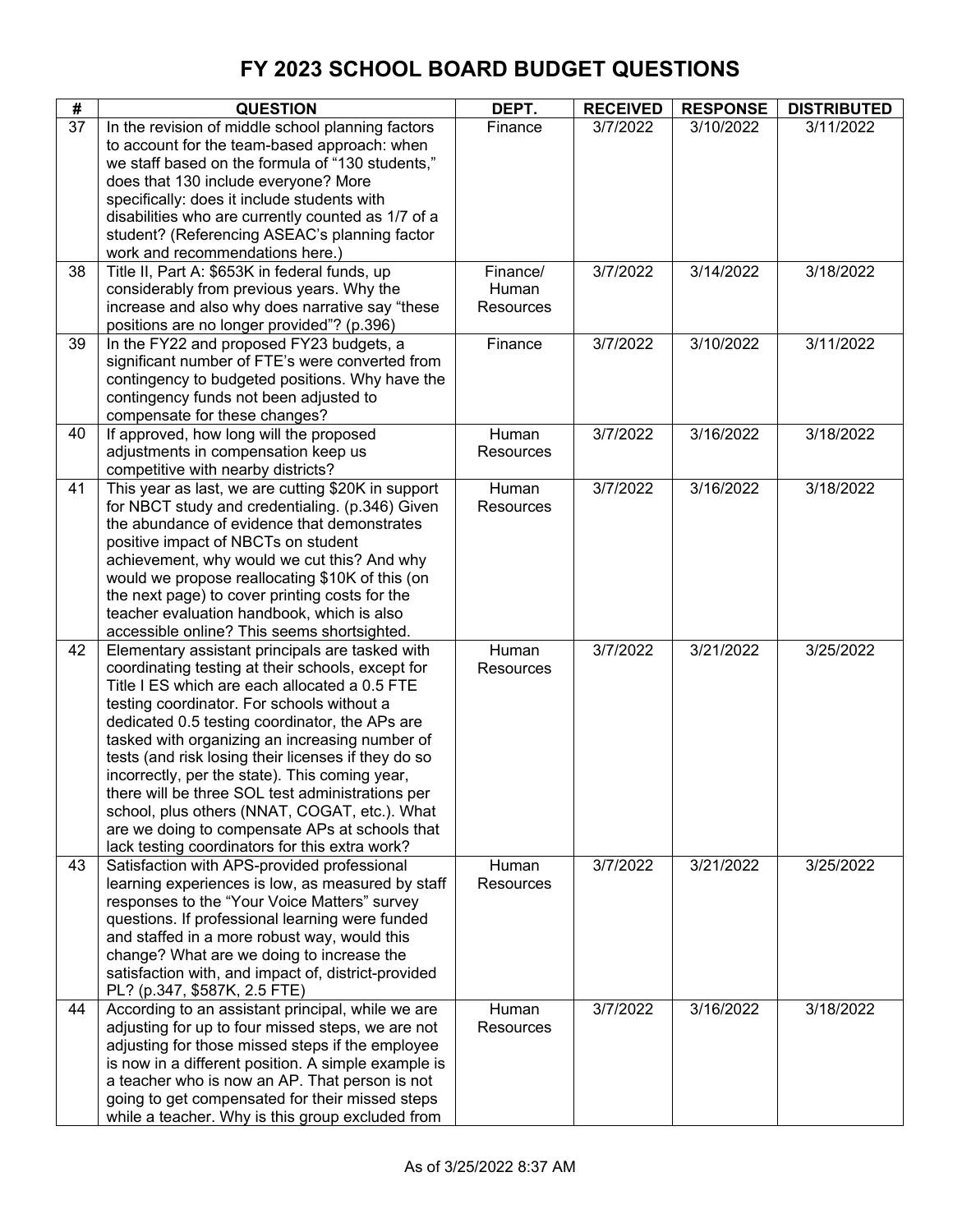# FY 2023 SCHOOL BOARD BUDGET QUESTIONS

| # | QUESTION | DEPT. | RECEIVED | RESPONSE | DISTRIBUTED |
|---|---|---|---|---|---|
| 37 | In the revision of middle school planning factors to account for the team-based approach: when we staff based on the formula of "130 students," does that 130 include everyone? More specifically: does it include students with disabilities who are currently counted as 1/7 of a student? (Referencing ASEAC's planning factor work and recommendations here.) | Finance | 3/7/2022 | 3/10/2022 | 3/11/2022 |
| 38 | Title II, Part A: $653K in federal funds, up considerably from previous years. Why the increase and also why does narrative say "these positions are no longer provided"? (p.396) | Finance/ Human Resources | 3/7/2022 | 3/14/2022 | 3/18/2022 |
| 39 | In the FY22 and proposed FY23 budgets, a significant number of FTE's were converted from contingency to budgeted positions. Why have the contingency funds not been adjusted to compensate for these changes? | Finance | 3/7/2022 | 3/10/2022 | 3/11/2022 |
| 40 | If approved, how long will the proposed adjustments in compensation keep us competitive with nearby districts? | Human Resources | 3/7/2022 | 3/16/2022 | 3/18/2022 |
| 41 | This year as last, we are cutting $20K in support for NBCT study and credentialing. (p.346) Given the abundance of evidence that demonstrates positive impact of NBCTs on student achievement, why would we cut this? And why would we propose reallocating $10K of this (on the next page) to cover printing costs for the teacher evaluation handbook, which is also accessible online? This seems shortsighted. | Human Resources | 3/7/2022 | 3/16/2022 | 3/18/2022 |
| 42 | Elementary assistant principals are tasked with coordinating testing at their schools, except for Title I ES which are each allocated a 0.5 FTE testing coordinator. For schools without a dedicated 0.5 testing coordinator, the APs are tasked with organizing an increasing number of tests (and risk losing their licenses if they do so incorrectly, per the state). This coming year, there will be three SOL test administrations per school, plus others (NNAT, COGAT, etc.). What are we doing to compensate APs at schools that lack testing coordinators for this extra work? | Human Resources | 3/7/2022 | 3/21/2022 | 3/25/2022 |
| 43 | Satisfaction with APS-provided professional learning experiences is low, as measured by staff responses to the "Your Voice Matters" survey questions. If professional learning were funded and staffed in a more robust way, would this change? What are we doing to increase the satisfaction with, and impact of, district-provided PL? (p.347, $587K, 2.5 FTE) | Human Resources | 3/7/2022 | 3/21/2022 | 3/25/2022 |
| 44 | According to an assistant principal, while we are adjusting for up to four missed steps, we are not adjusting for those missed steps if the employee is now in a different position. A simple example is a teacher who is now an AP. That person is not going to get compensated for their missed steps while a teacher. Why is this group excluded from | Human Resources | 3/7/2022 | 3/16/2022 | 3/18/2022 |

As of 3/25/2022 8:37 AM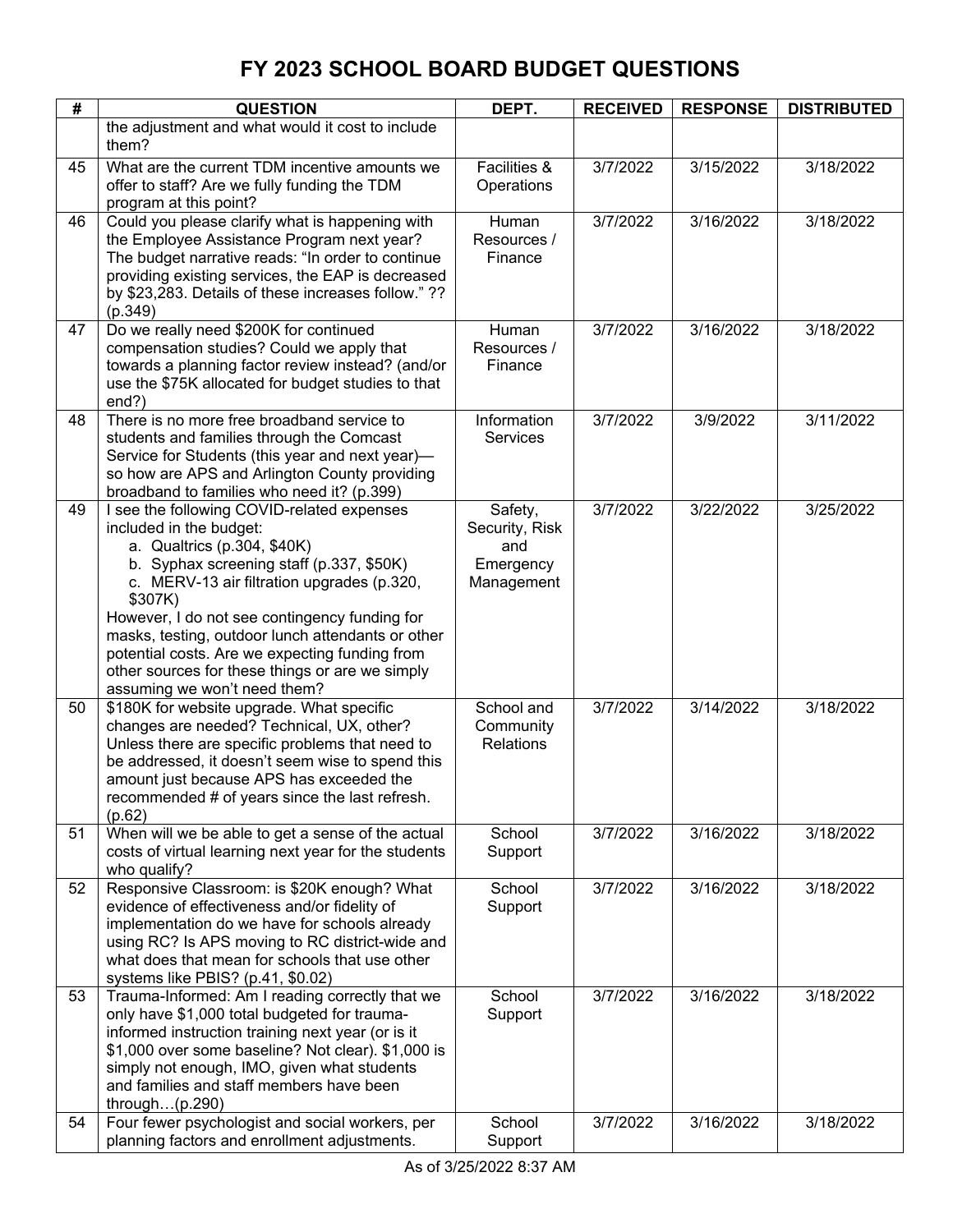# FY 2023 SCHOOL BOARD BUDGET QUESTIONS

| # | QUESTION | DEPT. | RECEIVED | RESPONSE | DISTRIBUTED |
|---|---|---|---|---|---|
| | the adjustment and what would it cost to include them? | | | | |
| 45 | What are the current TDM incentive amounts we offer to staff? Are we fully funding the TDM program at this point? | Facilities & Operations | 3/7/2022 | 3/15/2022 | 3/18/2022 |
| 46 | Could you please clarify what is happening with the Employee Assistance Program next year? The budget narrative reads: "In order to continue providing existing services, the EAP is decreased by $23,283. Details of these increases follow." ?? (p.349) | Human Resources / Finance | 3/7/2022 | 3/16/2022 | 3/18/2022 |
| 47 | Do we really need $200K for continued compensation studies? Could we apply that towards a planning factor review instead? (and/or use the $75K allocated for budget studies to that end?) | Human Resources / Finance | 3/7/2022 | 3/16/2022 | 3/18/2022 |
| 48 | There is no more free broadband service to students and families through the Comcast Service for Students (this year and next year)—so how are APS and Arlington County providing broadband to families who need it? (p.399) | Information Services | 3/7/2022 | 3/9/2022 | 3/11/2022 |
| 49 | I see the following COVID-related expenses included in the budget:<br>a. Qualtrics (p.304, $40K)<br>b. Syphax screening staff (p.337, $50K)<br>c. MERV-13 air filtration upgrades (p.320, $307K)<br>However, I do not see contingency funding for masks, testing, outdoor lunch attendants or other potential costs. Are we expecting funding from other sources for these things or are we simply assuming we won't need them? | Safety, Security, Risk and Emergency Management | 3/7/2022 | 3/22/2022 | 3/25/2022 |
| 50 | $180K for website upgrade. What specific changes are needed? Technical, UX, other? Unless there are specific problems that need to be addressed, it doesn't seem wise to spend this amount just because APS has exceeded the recommended # of years since the last refresh. (p.62) | School and Community Relations | 3/7/2022 | 3/14/2022 | 3/18/2022 |
| 51 | When will we be able to get a sense of the actual costs of virtual learning next year for the students who qualify? | School Support | 3/7/2022 | 3/16/2022 | 3/18/2022 |
| 52 | Responsive Classroom: is $20K enough? What evidence of effectiveness and/or fidelity of implementation do we have for schools already using RC? Is APS moving to RC district-wide and what does that mean for schools that use other systems like PBIS? (p.41, $0.02) | School Support | 3/7/2022 | 3/16/2022 | 3/18/2022 |
| 53 | Trauma-Informed: Am I reading correctly that we only have $1,000 total budgeted for trauma-informed instruction training next year (or is it $1,000 over some baseline? Not clear). $1,000 is simply not enough, IMO, given what students and families and staff members have been through…(p.290) | School Support | 3/7/2022 | 3/16/2022 | 3/18/2022 |
| 54 | Four fewer psychologist and social workers, per planning factors and enrollment adjustments. | School Support | 3/7/2022 | 3/16/2022 | 3/18/2022 |

As of 3/25/2022 8:37 AM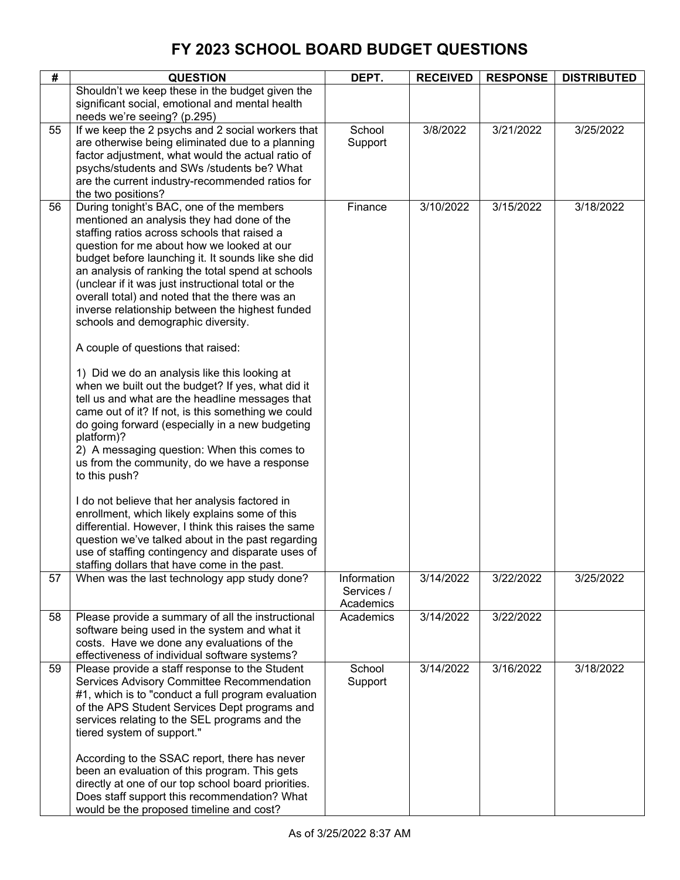# FY 2023 SCHOOL BOARD BUDGET QUESTIONS

| # | QUESTION | DEPT. | RECEIVED | RESPONSE | DISTRIBUTED |
|---|---|---|---|---|---|
| | Shouldn't we keep these in the budget given the significant social, emotional and mental health needs we're seeing? (p.295) | | | | |
| 55 | If we keep the 2 psychs and 2 social workers that are otherwise being eliminated due to a planning factor adjustment, what would the actual ratio of psychs/students and SWs /students be? What are the current industry-recommended ratios for the two positions? | School Support | 3/8/2022 | 3/21/2022 | 3/25/2022 |
| 56 | During tonight's BAC, one of the members mentioned an analysis they had done of the staffing ratios across schools that raised a question for me about how we looked at our budget before launching it. It sounds like she did an analysis of ranking the total spend at schools (unclear if it was just instructional total or the overall total) and noted that the there was an inverse relationship between the highest funded schools and demographic diversity.<br><br>A couple of questions that raised:<br><br>1) Did we do an analysis like this looking at when we built out the budget? If yes, what did it tell us and what are the headline messages that came out of it? If not, is this something we could do going forward (especially in a new budgeting platform)?<br>2) A messaging question: When this comes to us from the community, do we have a response to this push?<br><br>I do not believe that her analysis factored in enrollment, which likely explains some of this differential. However, I think this raises the same question we've talked about in the past regarding use of staffing contingency and disparate uses of staffing dollars that have come in the past. | Finance | 3/10/2022 | 3/15/2022 | 3/18/2022 |
| 57 | When was the last technology app study done? | Information Services / Academics | 3/14/2022 | 3/22/2022 | 3/25/2022 |
| 58 | Please provide a summary of all the instructional software being used in the system and what it costs. Have we done any evaluations of the effectiveness of individual software systems? | Academics | 3/14/2022 | 3/22/2022 | |
| 59 | Please provide a staff response to the Student Services Advisory Committee Recommendation #1, which is to "conduct a full program evaluation of the APS Student Services Dept programs and services relating to the SEL programs and the tiered system of support."<br><br>According to the SSAC report, there has never been an evaluation of this program. This gets directly at one of our top school board priorities. Does staff support this recommendation? What would be the proposed timeline and cost? | School Support | 3/14/2022 | 3/16/2022 | 3/18/2022 |

As of 3/25/2022 8:37 AM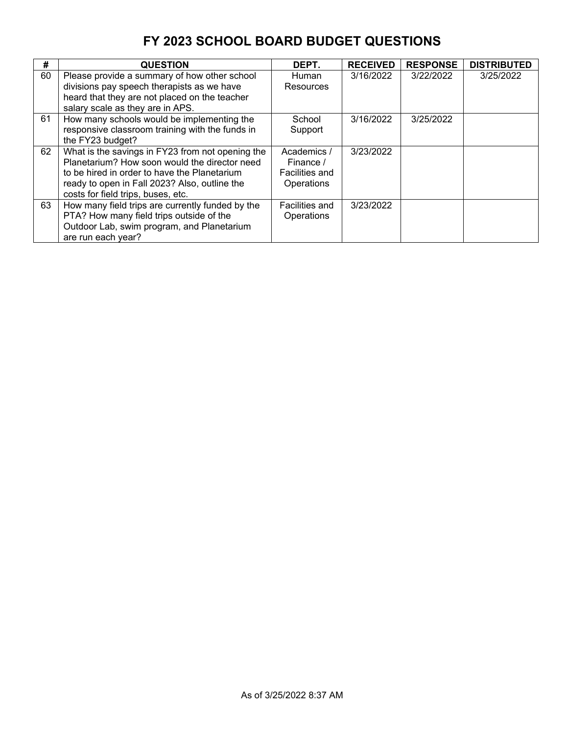# FY 2023 SCHOOL BOARD BUDGET QUESTIONS

| # | QUESTION | DEPT. | RECEIVED | RESPONSE | DISTRIBUTED |
|---|---|---|---|---|---|
| 60 | Please provide a summary of how other school divisions pay speech therapists as we have heard that they are not placed on the teacher salary scale as they are in APS. | Human Resources | 3/16/2022 | 3/22/2022 | 3/25/2022 |
| 61 | How many schools would be implementing the responsive classroom training with the funds in the FY23 budget? | School Support | 3/16/2022 | 3/25/2022 | |
| 62 | What is the savings in FY23 from not opening the Planetarium? How soon would the director need to be hired in order to have the Planetarium ready to open in Fall 2023? Also, outline the costs for field trips, buses, etc. | Academics / Finance / Facilities and Operations | 3/23/2022 | | |
| 63 | How many field trips are currently funded by the PTA? How many field trips outside of the Outdoor Lab, swim program, and Planetarium are run each year? | Facilities and Operations | 3/23/2022 | | |

As of 3/25/2022 8:37 AM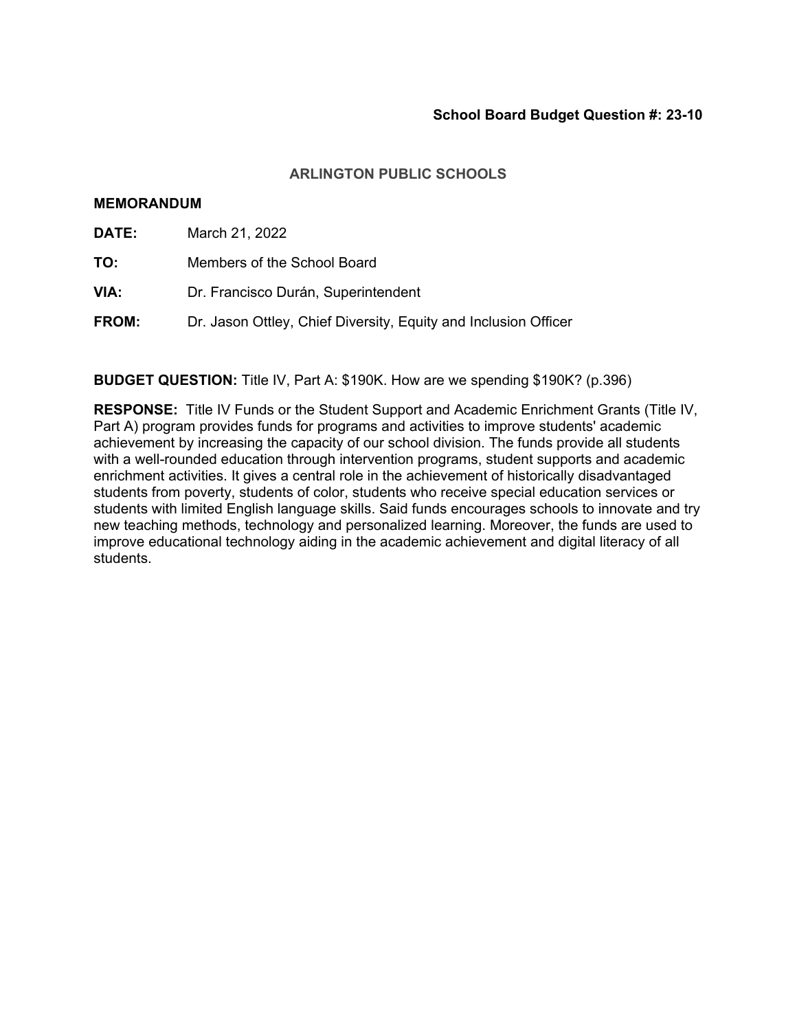**School Board Budget Question #: 23-10**

## ARLINGTON PUBLIC SCHOOLS

**MEMORANDUM**

**DATE:** March 21, 2022

**TO:** Members of the School Board

**VIA:** Dr. Francisco Durán, Superintendent

**FROM:** Dr. Jason Ottley, Chief Diversity, Equity and Inclusion Officer

**BUDGET QUESTION:** Title IV, Part A: $190K. How are we spending $190K? (p.396)

**RESPONSE:** Title IV Funds or the Student Support and Academic Enrichment Grants (Title IV, Part A) program provides funds for programs and activities to improve students' academic achievement by increasing the capacity of our school division. The funds provide all students with a well-rounded education through intervention programs, student supports and academic enrichment activities. It gives a central role in the achievement of historically disadvantaged students from poverty, students of color, students who receive special education services or students with limited English language skills. Said funds encourages schools to innovate and try new teaching methods, technology and personalized learning. Moreover, the funds are used to improve educational technology aiding in the academic achievement and digital literacy of all students.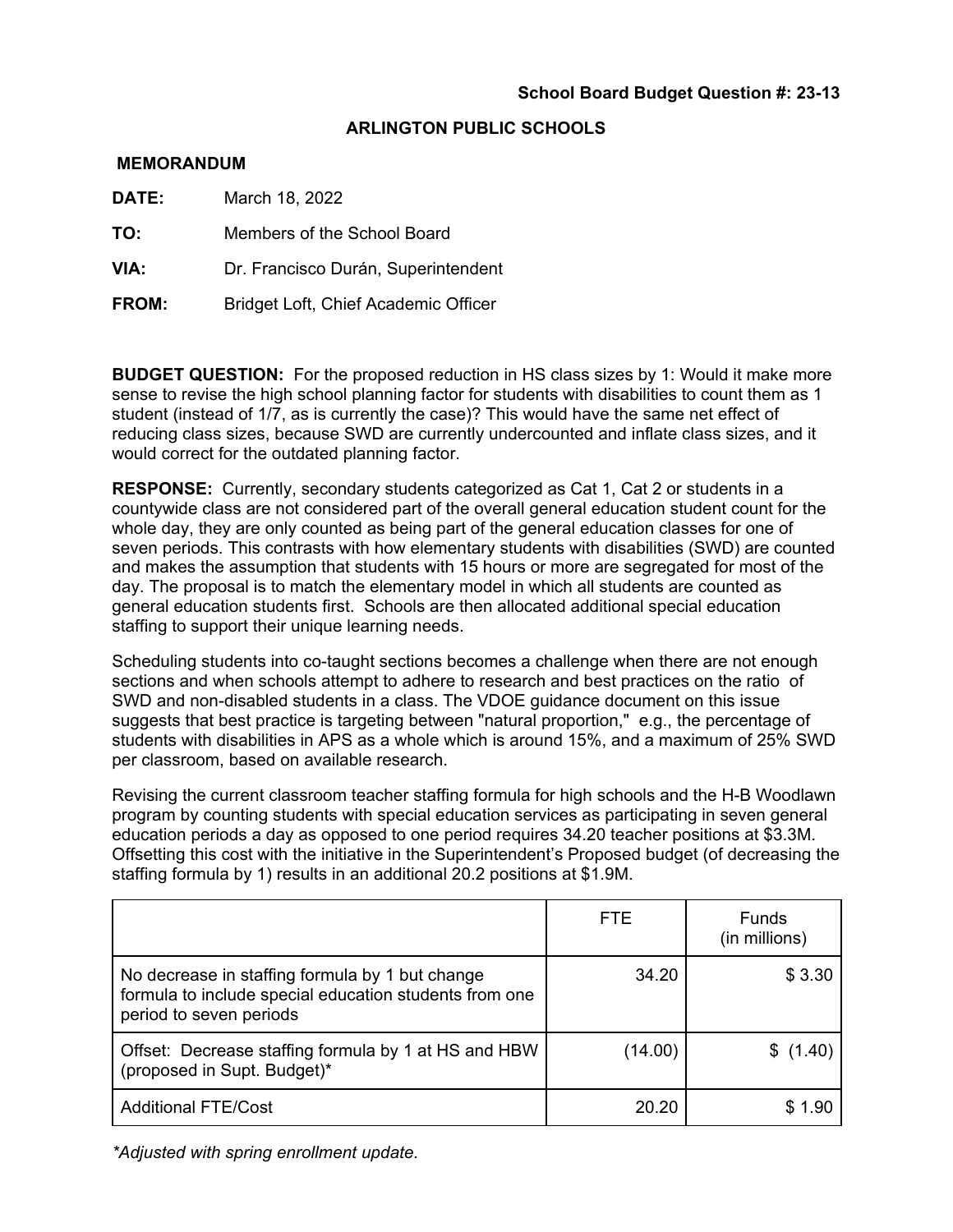**School Board Budget Question #: 23-13**

**ARLINGTON PUBLIC SCHOOLS**

**MEMORANDUM**

**DATE:** March 18, 2022

**TO:** Members of the School Board

**VIA:** Dr. Francisco Durán, Superintendent

**FROM:** Bridget Loft, Chief Academic Officer

**BUDGET QUESTION:** For the proposed reduction in HS class sizes by 1: Would it make more sense to revise the high school planning factor for students with disabilities to count them as 1 student (instead of 1/7, as is currently the case)? This would have the same net effect of reducing class sizes, because SWD are currently undercounted and inflate class sizes, and it would correct for the outdated planning factor.

**RESPONSE:** Currently, secondary students categorized as Cat 1, Cat 2 or students in a countywide class are not considered part of the overall general education student count for the whole day, they are only counted as being part of the general education classes for one of seven periods. This contrasts with how elementary students with disabilities (SWD) are counted and makes the assumption that students with 15 hours or more are segregated for most of the day. The proposal is to match the elementary model in which all students are counted as general education students first. Schools are then allocated additional special education staffing to support their unique learning needs.

Scheduling students into co-taught sections becomes a challenge when there are not enough sections and when schools attempt to adhere to research and best practices on the ratio of SWD and non-disabled students in a class. The VDOE guidance document on this issue suggests that best practice is targeting between "natural proportion," e.g., the percentage of students with disabilities in APS as a whole which is around 15%, and a maximum of 25% SWD per classroom, based on available research.

Revising the current classroom teacher staffing formula for high schools and the H-B Woodlawn program by counting students with special education services as participating in seven general education periods a day as opposed to one period requires 34.20 teacher positions at $3.3M. Offsetting this cost with the initiative in the Superintendent's Proposed budget (of decreasing the staffing formula by 1) results in an additional 20.2 positions at $1.9M.

| | FTE | Funds (in millions) |
|---|---|---|
| No decrease in staffing formula by 1 but change formula to include special education students from one period to seven periods | 34.20 | $ 3.30 |
| Offset: Decrease staffing formula by 1 at HS and HBW (proposed in Supt. Budget)* | (14.00) | $ (1.40) |
| Additional FTE/Cost | 20.20 | $ 1.90 |

*\*Adjusted with spring enrollment update.*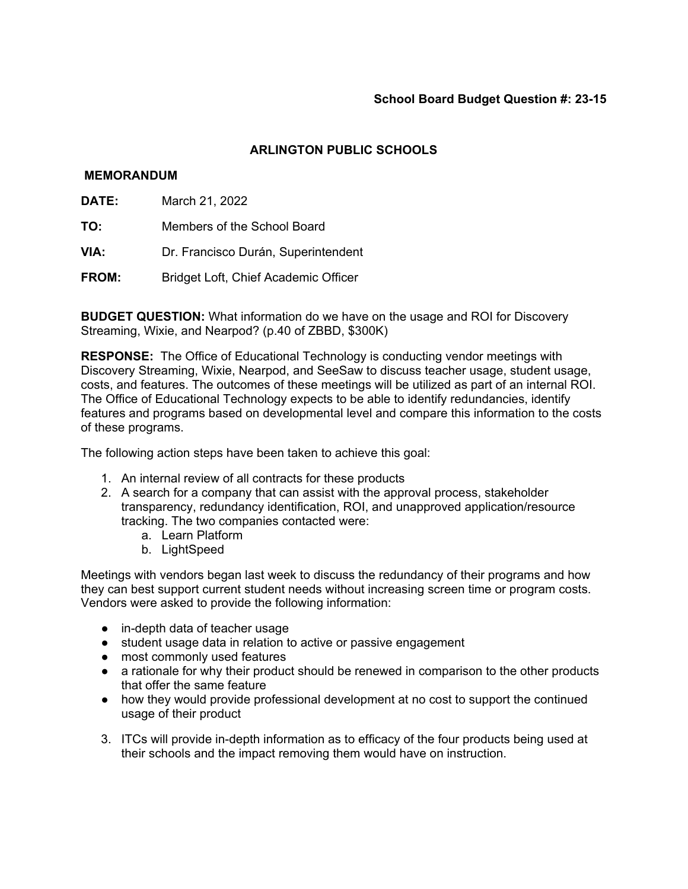**School Board Budget Question #: 23-15**

## ARLINGTON PUBLIC SCHOOLS

**MEMORANDUM**

**DATE:** March 21, 2022

**TO:** Members of the School Board

**VIA:** Dr. Francisco Durán, Superintendent

**FROM:** Bridget Loft, Chief Academic Officer

**BUDGET QUESTION:** What information do we have on the usage and ROI for Discovery Streaming, Wixie, and Nearpod? (p.40 of ZBBD, $300K)

**RESPONSE:** The Office of Educational Technology is conducting vendor meetings with Discovery Streaming, Wixie, Nearpod, and SeeSaw to discuss teacher usage, student usage, costs, and features. The outcomes of these meetings will be utilized as part of an internal ROI. The Office of Educational Technology expects to be able to identify redundancies, identify features and programs based on developmental level and compare this information to the costs of these programs.

The following action steps have been taken to achieve this goal:

1. An internal review of all contracts for these products
2. A search for a company that can assist with the approval process, stakeholder transparency, redundancy identification, ROI, and unapproved application/resource tracking. The two companies contacted were:
    a. Learn Platform
    b. LightSpeed

Meetings with vendors began last week to discuss the redundancy of their programs and how they can best support current student needs without increasing screen time or program costs. Vendors were asked to provide the following information:

- in-depth data of teacher usage
- student usage data in relation to active or passive engagement
- most commonly used features
- a rationale for why their product should be renewed in comparison to the other products that offer the same feature
- how they would provide professional development at no cost to support the continued usage of their product

3. ITCs will provide in-depth information as to efficacy of the four products being used at their schools and the impact removing them would have on instruction.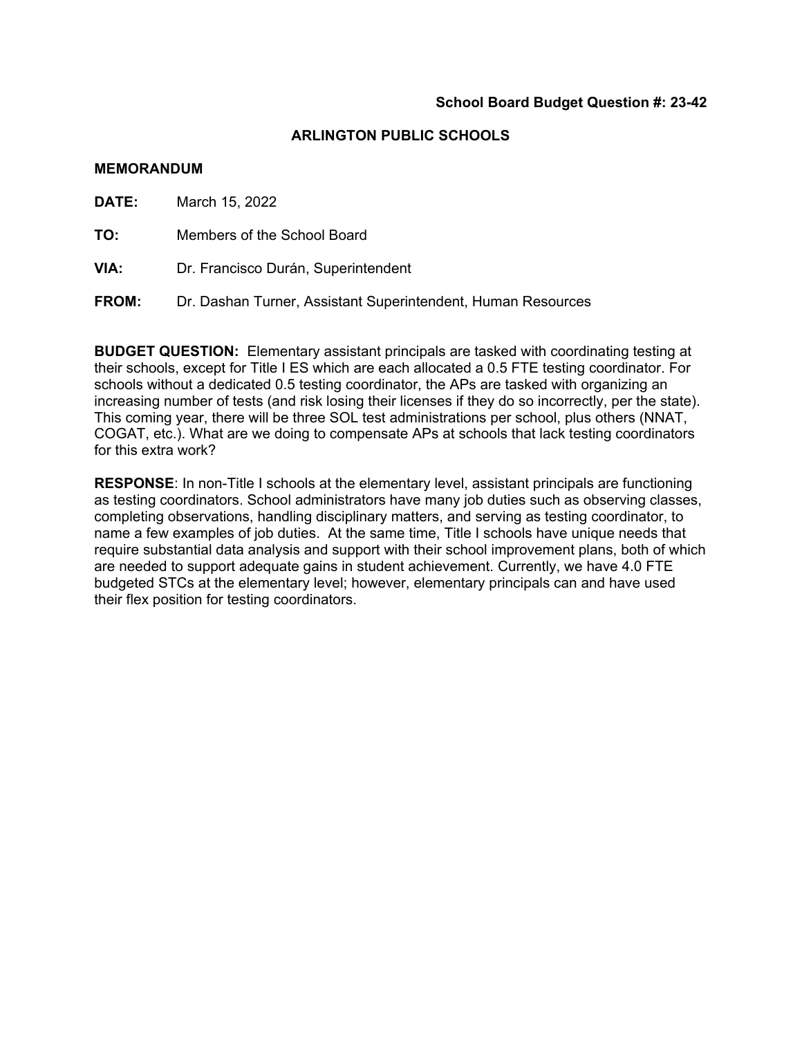**School Board Budget Question #: 23-42**

**ARLINGTON PUBLIC SCHOOLS**

**MEMORANDUM**

**DATE:** March 15, 2022

**TO:** Members of the School Board

**VIA:** Dr. Francisco Durán, Superintendent

**FROM:** Dr. Dashan Turner, Assistant Superintendent, Human Resources

**BUDGET QUESTION:** Elementary assistant principals are tasked with coordinating testing at their schools, except for Title I ES which are each allocated a 0.5 FTE testing coordinator. For schools without a dedicated 0.5 testing coordinator, the APs are tasked with organizing an increasing number of tests (and risk losing their licenses if they do so incorrectly, per the state). This coming year, there will be three SOL test administrations per school, plus others (NNAT, COGAT, etc.). What are we doing to compensate APs at schools that lack testing coordinators for this extra work?

**RESPONSE**: In non-Title I schools at the elementary level, assistant principals are functioning as testing coordinators. School administrators have many job duties such as observing classes, completing observations, handling disciplinary matters, and serving as testing coordinator, to name a few examples of job duties. At the same time, Title I schools have unique needs that require substantial data analysis and support with their school improvement plans, both of which are needed to support adequate gains in student achievement. Currently, we have 4.0 FTE budgeted STCs at the elementary level; however, elementary principals can and have used their flex position for testing coordinators.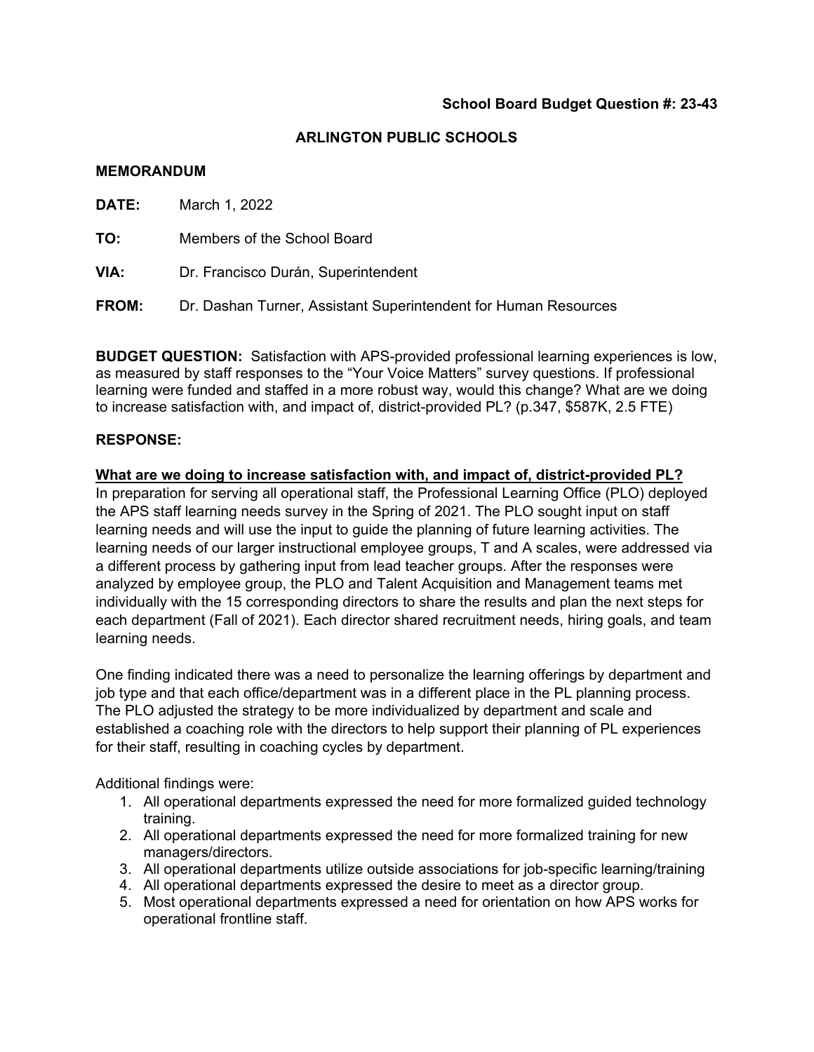**School Board Budget Question #: 23-43**

**ARLINGTON PUBLIC SCHOOLS**

**MEMORANDUM**

**DATE:** March 1, 2022

**TO:** Members of the School Board

**VIA:** Dr. Francisco Durán, Superintendent

**FROM:** Dr. Dashan Turner, Assistant Superintendent for Human Resources

**BUDGET QUESTION:** Satisfaction with APS-provided professional learning experiences is low, as measured by staff responses to the "Your Voice Matters" survey questions. If professional learning were funded and staffed in a more robust way, would this change? What are we doing to increase satisfaction with, and impact of, district-provided PL? (p.347, $587K, 2.5 FTE)

**RESPONSE:**

**What are we doing to increase satisfaction with, and impact of, district-provided PL?**

In preparation for serving all operational staff, the Professional Learning Office (PLO) deployed the APS staff learning needs survey in the Spring of 2021. The PLO sought input on staff learning needs and will use the input to guide the planning of future learning activities. The learning needs of our larger instructional employee groups, T and A scales, were addressed via a different process by gathering input from lead teacher groups. After the responses were analyzed by employee group, the PLO and Talent Acquisition and Management teams met individually with the 15 corresponding directors to share the results and plan the next steps for each department (Fall of 2021). Each director shared recruitment needs, hiring goals, and team learning needs.

One finding indicated there was a need to personalize the learning offerings by department and job type and that each office/department was in a different place in the PL planning process. The PLO adjusted the strategy to be more individualized by department and scale and established a coaching role with the directors to help support their planning of PL experiences for their staff, resulting in coaching cycles by department.

Additional findings were:

1. All operational departments expressed the need for more formalized guided technology training.
2. All operational departments expressed the need for more formalized training for new managers/directors.
3. All operational departments utilize outside associations for job-specific learning/training
4. All operational departments expressed the desire to meet as a director group.
5. Most operational departments expressed a need for orientation on how APS works for operational frontline staff.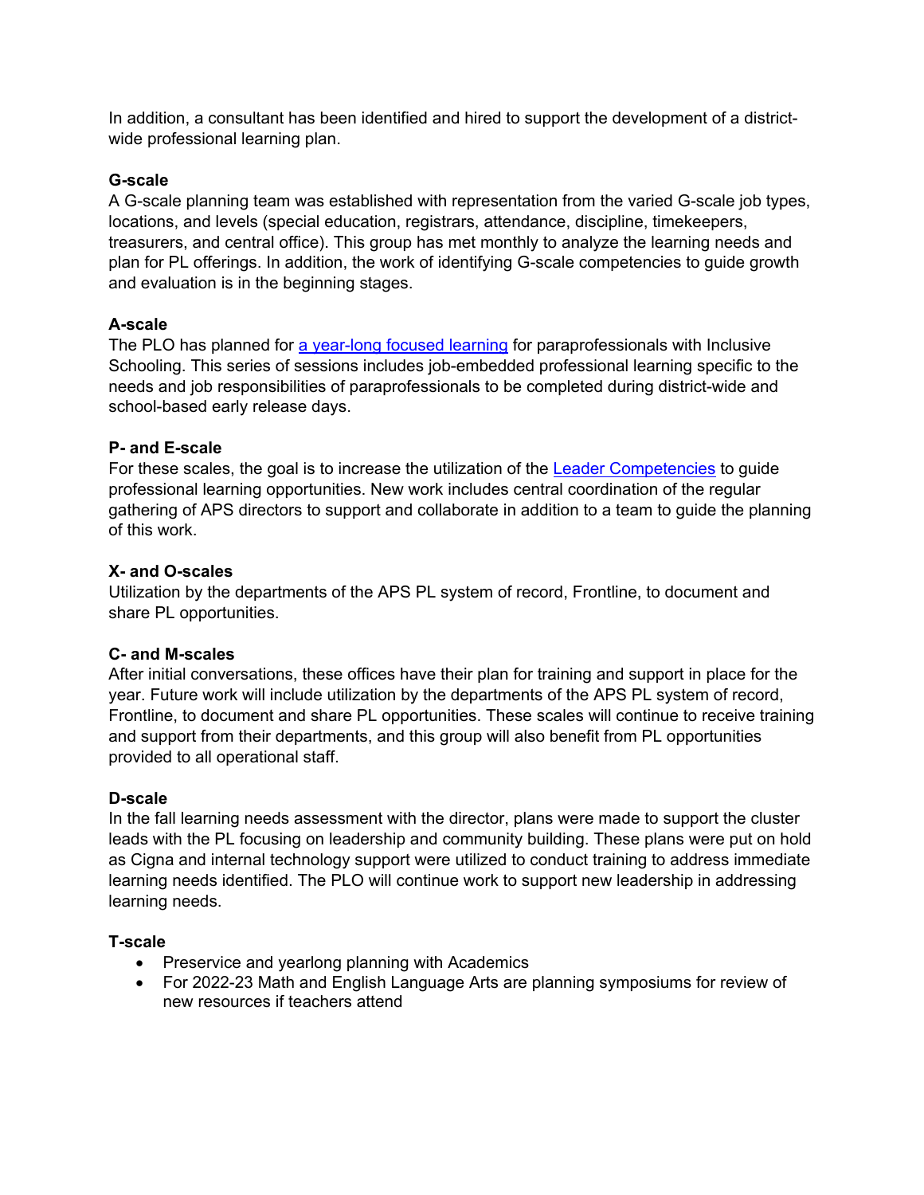In addition, a consultant has been identified and hired to support the development of a district-wide professional learning plan.

**G-scale**

A G-scale planning team was established with representation from the varied G-scale job types, locations, and levels (special education, registrars, attendance, discipline, timekeepers, treasurers, and central office). This group has met monthly to analyze the learning needs and plan for PL offerings. In addition, the work of identifying G-scale competencies to guide growth and evaluation is in the beginning stages.

**A-scale**

The PLO has planned for a year-long focused learning for paraprofessionals with Inclusive Schooling. This series of sessions includes job-embedded professional learning specific to the needs and job responsibilities of paraprofessionals to be completed during district-wide and school-based early release days.

**P- and E-scale**

For these scales, the goal is to increase the utilization of the Leader Competencies to guide professional learning opportunities. New work includes central coordination of the regular gathering of APS directors to support and collaborate in addition to a team to guide the planning of this work.

**X- and O-scales**

Utilization by the departments of the APS PL system of record, Frontline, to document and share PL opportunities.

**C- and M-scales**

After initial conversations, these offices have their plan for training and support in place for the year. Future work will include utilization by the departments of the APS PL system of record, Frontline, to document and share PL opportunities. These scales will continue to receive training and support from their departments, and this group will also benefit from PL opportunities provided to all operational staff.

**D-scale**

In the fall learning needs assessment with the director, plans were made to support the cluster leads with the PL focusing on leadership and community building. These plans were put on hold as Cigna and internal technology support were utilized to conduct training to address immediate learning needs identified. The PLO will continue work to support new leadership in addressing learning needs.

**T-scale**

- Preservice and yearlong planning with Academics
- For 2022-23 Math and English Language Arts are planning symposiums for review of new resources if teachers attend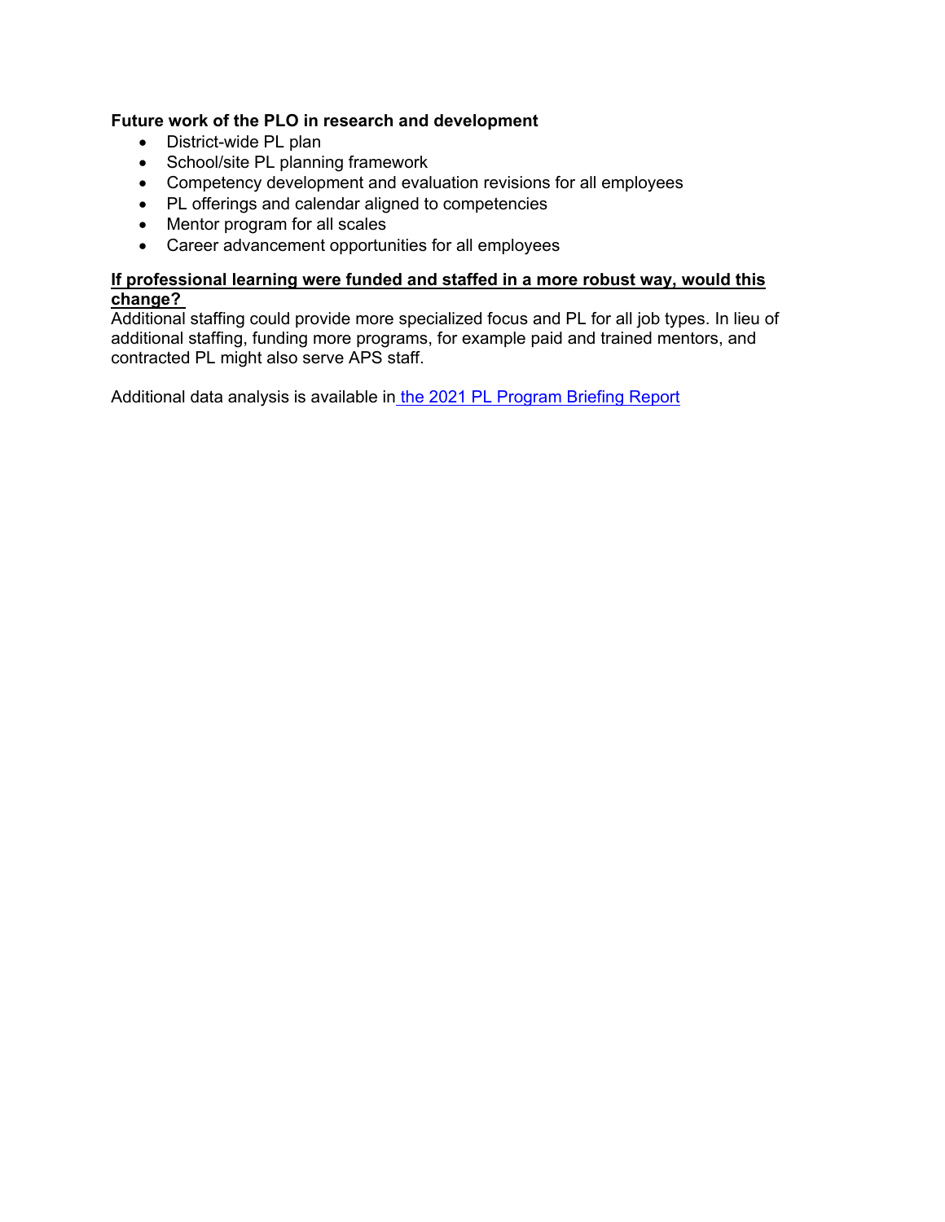**Future work of the PLO in research and development**

- District-wide PL plan
- School/site PL planning framework
- Competency development and evaluation revisions for all employees
- PL offerings and calendar aligned to competencies
- Mentor program for all scales
- Career advancement opportunities for all employees

**If professional learning were funded and staffed in a more robust way, would this change?**

Additional staffing could provide more specialized focus and PL for all job types. In lieu of additional staffing, funding more programs, for example paid and trained mentors, and contracted PL might also serve APS staff.

Additional data analysis is available in [the 2021 PL Program Briefing Report]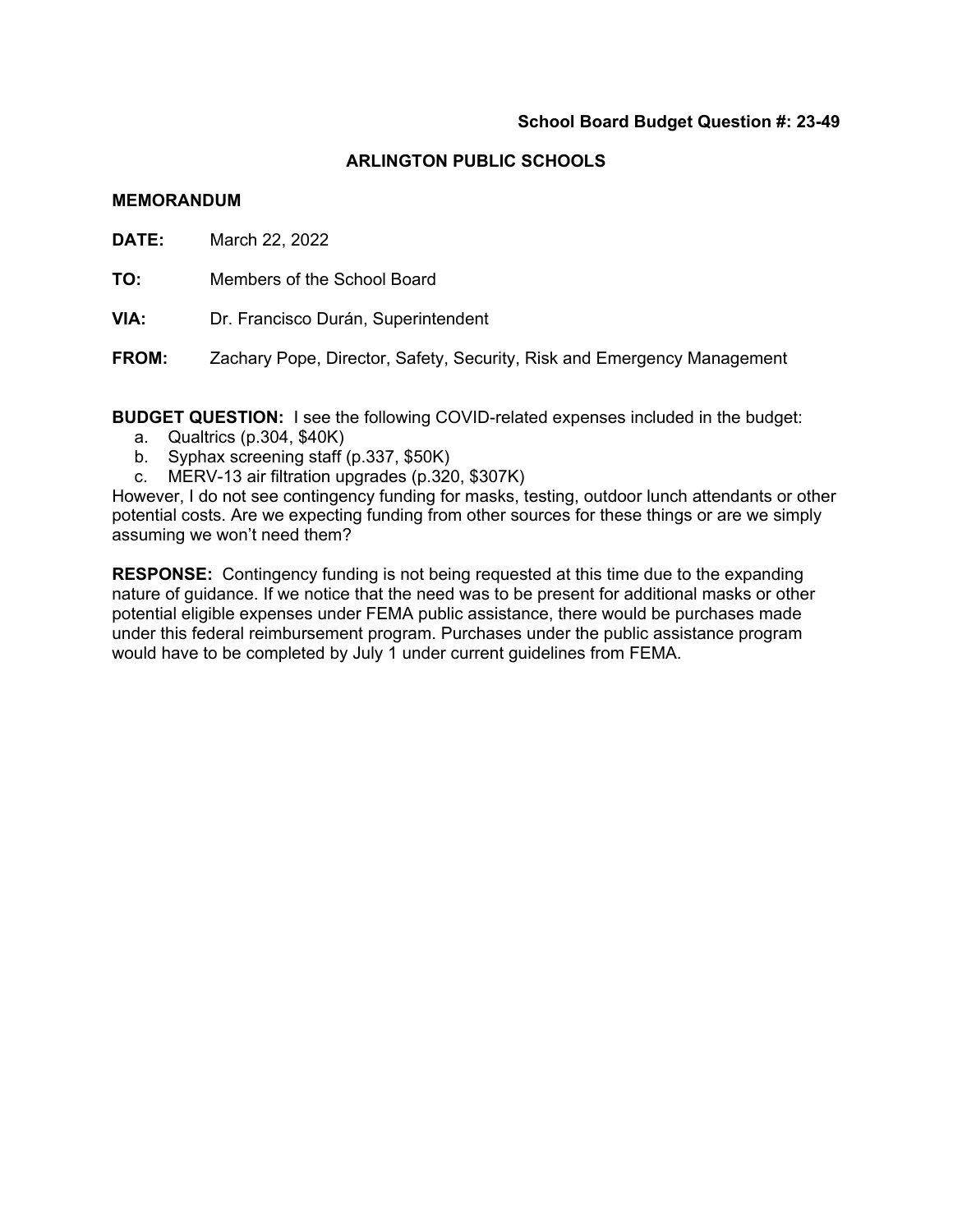**School Board Budget Question #: 23-49**

**ARLINGTON PUBLIC SCHOOLS**

**MEMORANDUM**

**DATE:** March 22, 2022

**TO:** Members of the School Board

**VIA:** Dr. Francisco Durán, Superintendent

**FROM:** Zachary Pope, Director, Safety, Security, Risk and Emergency Management

**BUDGET QUESTION:** I see the following COVID-related expenses included in the budget:

a. Qualtrics (p.304, $40K)
b. Syphax screening staff (p.337, $50K)
c. MERV-13 air filtration upgrades (p.320, $307K)

However, I do not see contingency funding for masks, testing, outdoor lunch attendants or other potential costs. Are we expecting funding from other sources for these things or are we simply assuming we won't need them?

**RESPONSE:** Contingency funding is not being requested at this time due to the expanding nature of guidance. If we notice that the need was to be present for additional masks or other potential eligible expenses under FEMA public assistance, there would be purchases made under this federal reimbursement program. Purchases under the public assistance program would have to be completed by July 1 under current guidelines from FEMA.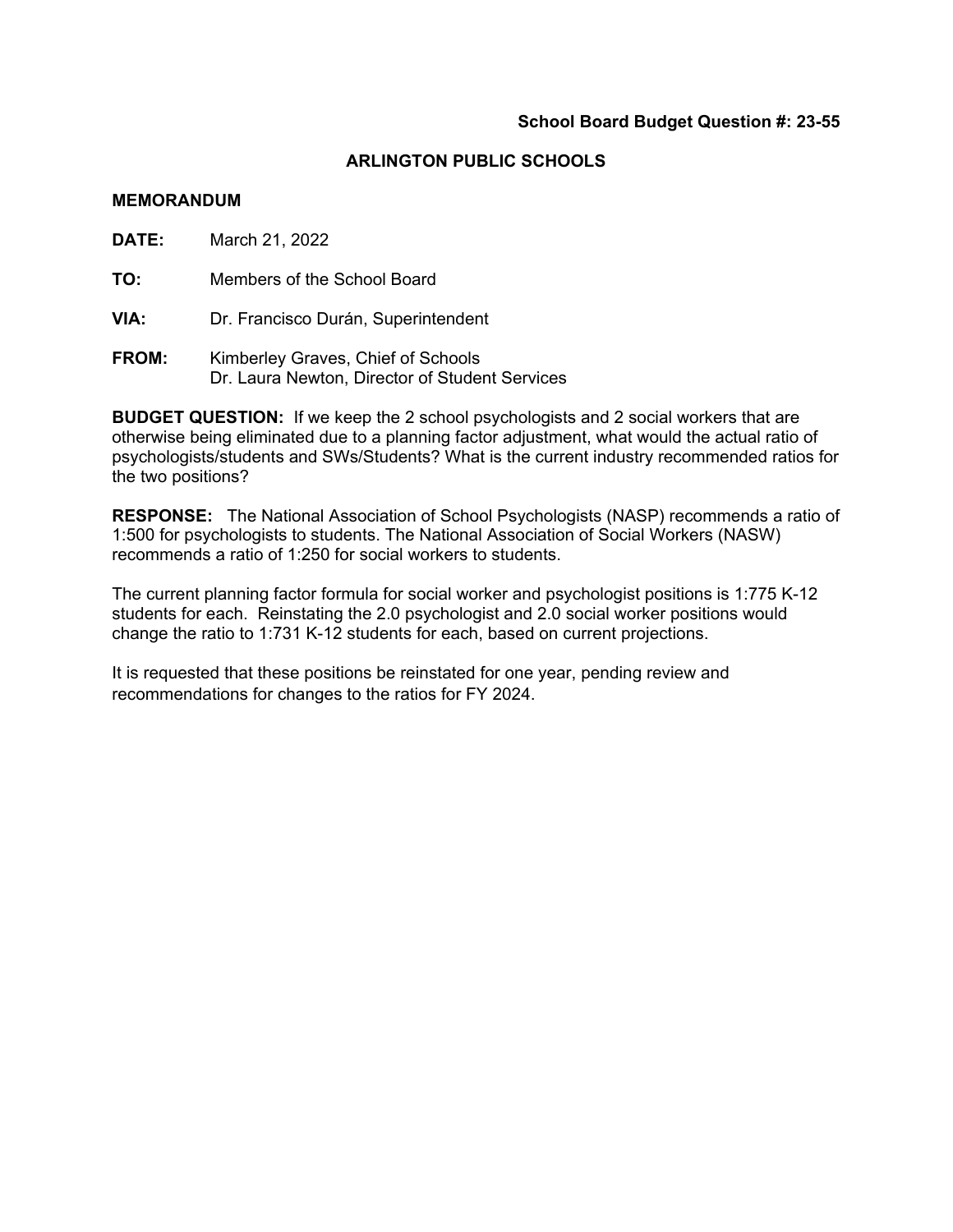**School Board Budget Question #: 23-55**

## ARLINGTON PUBLIC SCHOOLS

### MEMORANDUM

**DATE:** March 21, 2022

**TO:** Members of the School Board

**VIA:** Dr. Francisco Durán, Superintendent

**FROM:** Kimberley Graves, Chief of Schools
Dr. Laura Newton, Director of Student Services

**BUDGET QUESTION:** If we keep the 2 school psychologists and 2 social workers that are otherwise being eliminated due to a planning factor adjustment, what would the actual ratio of psychologists/students and SWs/Students? What is the current industry recommended ratios for the two positions?

**RESPONSE:** The National Association of School Psychologists (NASP) recommends a ratio of 1:500 for psychologists to students. The National Association of Social Workers (NASW) recommends a ratio of 1:250 for social workers to students.

The current planning factor formula for social worker and psychologist positions is 1:775 K-12 students for each. Reinstating the 2.0 psychologist and 2.0 social worker positions would change the ratio to 1:731 K-12 students for each, based on current projections.

It is requested that these positions be reinstated for one year, pending review and recommendations for changes to the ratios for FY 2024.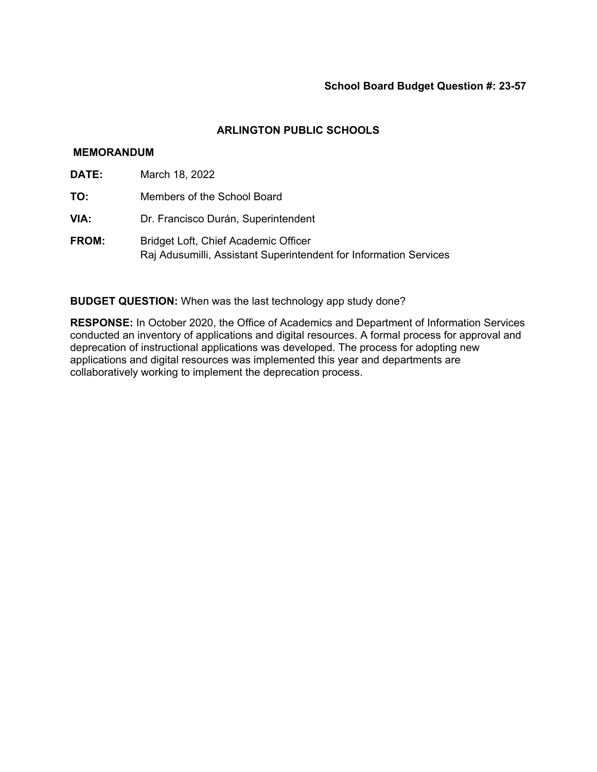**School Board Budget Question #: 23-57**

## ARLINGTON PUBLIC SCHOOLS

**MEMORANDUM**

**DATE:** March 18, 2022

**TO:** Members of the School Board

**VIA:** Dr. Francisco Durán, Superintendent

**FROM:** Bridget Loft, Chief Academic Officer
Raj Adusumilli, Assistant Superintendent for Information Services

**BUDGET QUESTION:** When was the last technology app study done?

**RESPONSE:** In October 2020, the Office of Academics and Department of Information Services conducted an inventory of applications and digital resources. A formal process for approval and deprecation of instructional applications was developed. The process for adopting new applications and digital resources was implemented this year and departments are collaboratively working to implement the deprecation process.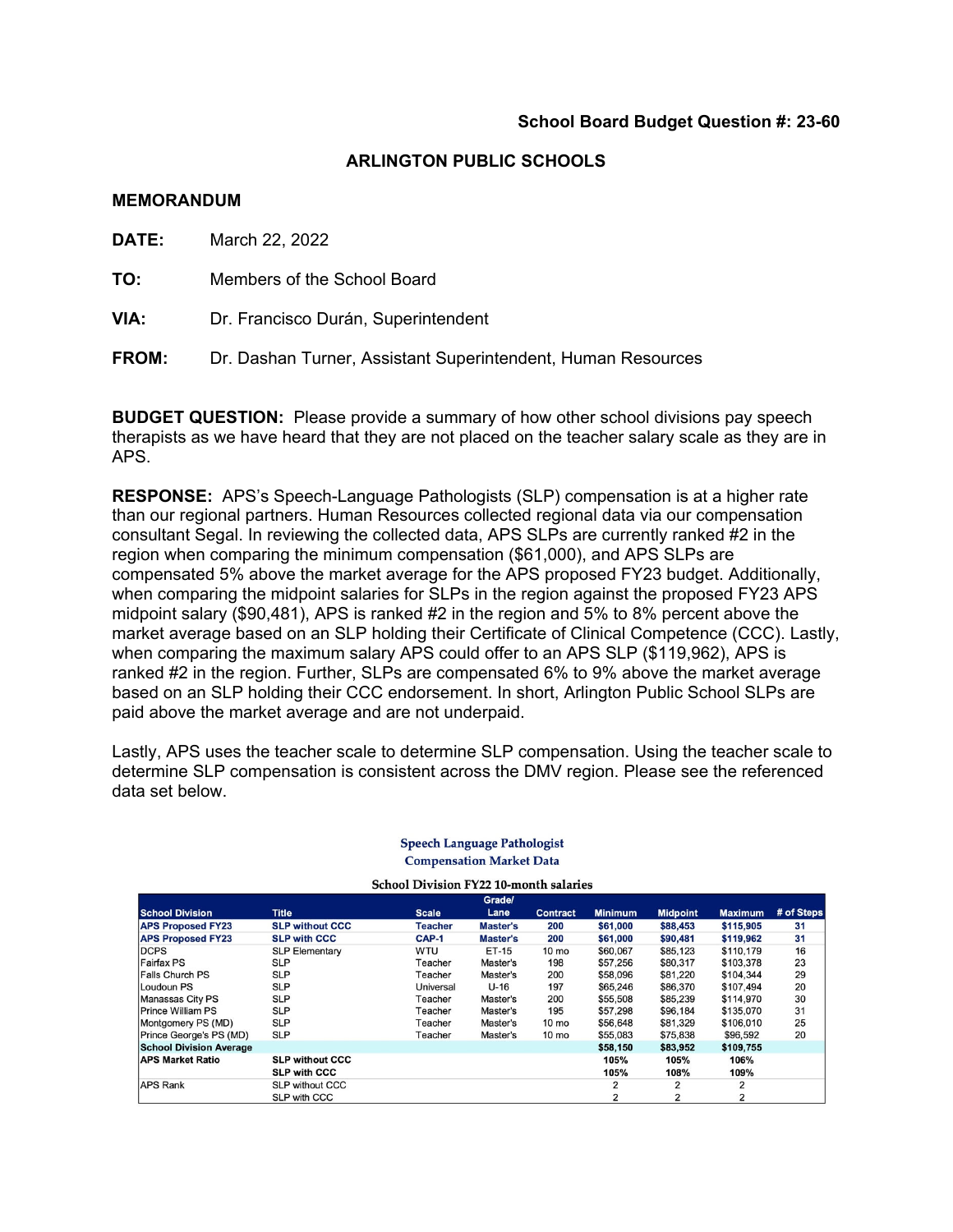**School Board Budget Question #: 23-60**

## ARLINGTON PUBLIC SCHOOLS

### MEMORANDUM

**DATE:** March 22, 2022

**TO:** Members of the School Board

**VIA:** Dr. Francisco Durán, Superintendent

**FROM:** Dr. Dashan Turner, Assistant Superintendent, Human Resources

**BUDGET QUESTION:** Please provide a summary of how other school divisions pay speech therapists as we have heard that they are not placed on the teacher salary scale as they are in APS.

**RESPONSE:** APS's Speech-Language Pathologists (SLP) compensation is at a higher rate than our regional partners. Human Resources collected regional data via our compensation consultant Segal. In reviewing the collected data, APS SLPs are currently ranked #2 in the region when comparing the minimum compensation ($61,000), and APS SLPs are compensated 5% above the market average for the APS proposed FY23 budget. Additionally, when comparing the midpoint salaries for SLPs in the region against the proposed FY23 APS midpoint salary ($90,481), APS is ranked #2 in the region and 5% to 8% percent above the market average based on an SLP holding their Certificate of Clinical Competence (CCC). Lastly, when comparing the maximum salary APS could offer to an APS SLP ($119,962), APS is ranked #2 in the region. Further, SLPs are compensated 6% to 9% above the market average based on an SLP holding their CCC endorsement. In short, Arlington Public School SLPs are paid above the market average and are not underpaid.

Lastly, APS uses the teacher scale to determine SLP compensation. Using the teacher scale to determine SLP compensation is consistent across the DMV region. Please see the referenced data set below.

**Speech Language Pathologist**
**Compensation Market Data**

**School Division FY22 10-month salaries**

| School Division | Title | Scale | Grade/ Lane | Contract | Minimum | Midpoint | Maximum | # of Steps |
|---|---|---|---|---|---|---|---|---|
| **APS Proposed FY23** | **SLP without CCC** | **Teacher** | **Master's** | **200** | **$61,000** | **$88,453** | **$115,905** | **31** |
| **APS Proposed FY23** | **SLP with CCC** | **CAP-1** | **Master's** | **200** | **$61,000** | **$90,481** | **$119,962** | **31** |
| DCPS | SLP Elementary | WTU | ET-15 | 10 mo | $60,067 | $85,123 | $110,179 | 16 |
| Fairfax PS | SLP | Teacher | Master's | 198 | $57,256 | $80,317 | $103,378 | 23 |
| Falls Church PS | SLP | Teacher | Master's | 200 | $58,096 | $81,220 | $104,344 | 29 |
| Loudoun PS | SLP | Universal | U-16 | 197 | $65,246 | $86,370 | $107,494 | 20 |
| Manassas City PS | SLP | Teacher | Master's | 200 | $55,508 | $85,239 | $114,970 | 30 |
| Prince William PS | SLP | Teacher | Master's | 195 | $57,298 | $96,184 | $135,070 | 31 |
| Montgomery PS (MD) | SLP | Teacher | Master's | 10 mo | $56,648 | $81,329 | $106,010 | 25 |
| Prince George's PS (MD) | SLP | Teacher | Master's | 10 mo | $55,083 | $75,838 | $96,592 | 20 |
| **School Division Average** | | | | | **$58,150** | **$83,952** | **$109,755** | |
| **APS Market Ratio** | **SLP without CCC** | | | | **105%** | **105%** | **106%** | |
| | **SLP with CCC** | | | | **105%** | **108%** | **109%** | |
| APS Rank | SLP without CCC | | | | 2 | 2 | 2 | |
| | SLP with CCC | | | | 2 | 2 | 2 | |